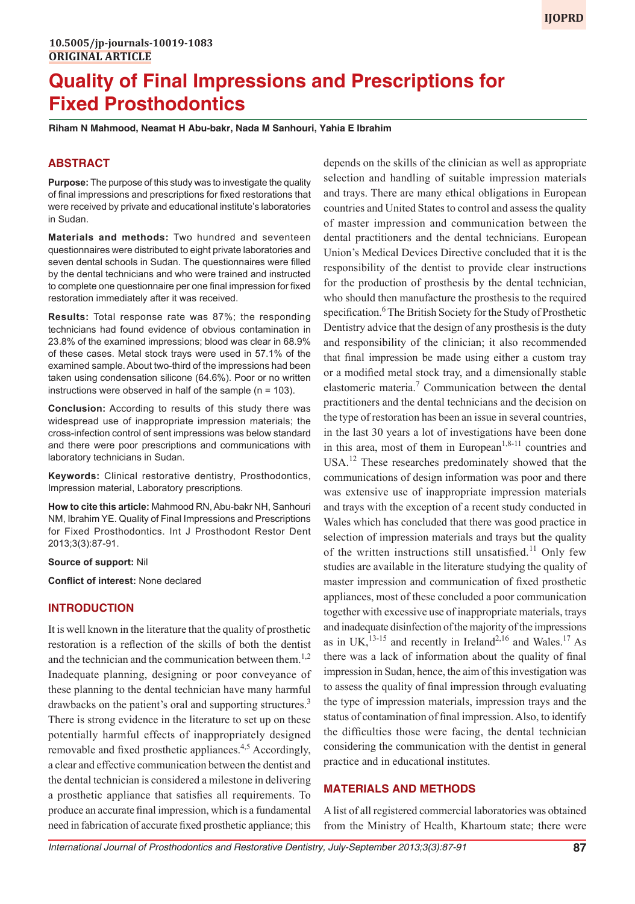10.5005/jp-journals-10019-1083
**ORIGINAL ARTICLE**

# Quality of Final Impressions and Prescriptions for Fixed Prosthodontics

**Riham N Mahmood, Neamat H Abu-bakr, Nada M Sanhouri, Yahia E Ibrahim**

## ABSTRACT

**Purpose:** The purpose of this study was to investigate the quality of final impressions and prescriptions for fixed restorations that were received by private and educational institute's laboratories in Sudan.

**Materials and methods:** Two hundred and seventeen questionnaires were distributed to eight private laboratories and seven dental schools in Sudan. The questionnaires were filled by the dental technicians and who were trained and instructed to complete one questionnaire per one final impression for fixed restoration immediately after it was received.

**Results:** Total response rate was 87%; the responding technicians had found evidence of obvious contamination in 23.8% of the examined impressions; blood was clear in 68.9% of these cases. Metal stock trays were used in 57.1% of the examined sample. About two-third of the impressions had been taken using condensation silicone (64.6%). Poor or no written instructions were observed in half of the sample (n = 103).

**Conclusion:** According to results of this study there was widespread use of inappropriate impression materials; the cross-infection control of sent impressions was below standard and there were poor prescriptions and communications with laboratory technicians in Sudan.

**Keywords:** Clinical restorative dentistry, Prosthodontics, Impression material, Laboratory prescriptions.

**How to cite this article:** Mahmood RN, Abu-bakr NH, Sanhouri NM, Ibrahim YE. Quality of Final Impressions and Prescriptions for Fixed Prosthodontics. Int J Prosthodont Restor Dent 2013;3(3):87-91.

**Source of support:** Nil

**Conflict of interest:** None declared

## INTRODUCTION

It is well known in the literature that the quality of prosthetic restoration is a reflection of the skills of both the dentist and the technician and the communication between them.[1,2] Inadequate planning, designing or poor conveyance of these planning to the dental technician have many harmful drawbacks on the patient's oral and supporting structures.[3] There is strong evidence in the literature to set up on these potentially harmful effects of inappropriately designed removable and fixed prosthetic appliances.[4,5] Accordingly, a clear and effective communication between the dentist and the dental technician is considered a milestone in delivering a prosthetic appliance that satisfies all requirements. To produce an accurate final impression, which is a fundamental need in fabrication of accurate fixed prosthetic appliance; this depends on the skills of the clinician as well as appropriate selection and handling of suitable impression materials and trays. There are many ethical obligations in European countries and United States to control and assess the quality of master impression and communication between the dental practitioners and the dental technicians. European Union's Medical Devices Directive concluded that it is the responsibility of the dentist to provide clear instructions for the production of prosthesis by the dental technician, who should then manufacture the prosthesis to the required specification.[6] The British Society for the Study of Prosthetic Dentistry advice that the design of any prosthesis is the duty and responsibility of the clinician; it also recommended that final impression be made using either a custom tray or a modified metal stock tray, and a dimensionally stable elastomeric materia.[7] Communication between the dental practitioners and the dental technicians and the decision on the type of restoration has been an issue in several countries, in the last 30 years a lot of investigations have been done in this area, most of them in European[1,8-11] countries and USA.[12] These researches predominately showed that the communications of design information was poor and there was extensive use of inappropriate impression materials and trays with the exception of a recent study conducted in Wales which has concluded that there was good practice in selection of impression materials and trays but the quality of the written instructions still unsatisfied.[11] Only few studies are available in the literature studying the quality of master impression and communication of fixed prosthetic appliances, most of these concluded a poor communication together with excessive use of inappropriate materials, trays and inadequate disinfection of the majority of the impressions as in UK,[13-15] and recently in Ireland[2,16] and Wales.[17] As there was a lack of information about the quality of final impression in Sudan, hence, the aim of this investigation was to assess the quality of final impression through evaluating the type of impression materials, impression trays and the status of contamination of final impression. Also, to identify the difficulties those were facing, the dental technician considering the communication with the dentist in general practice and in educational institutes.

## MATERIALS AND METHODS

A list of all registered commercial laboratories was obtained from the Ministry of Health, Khartoum state; there were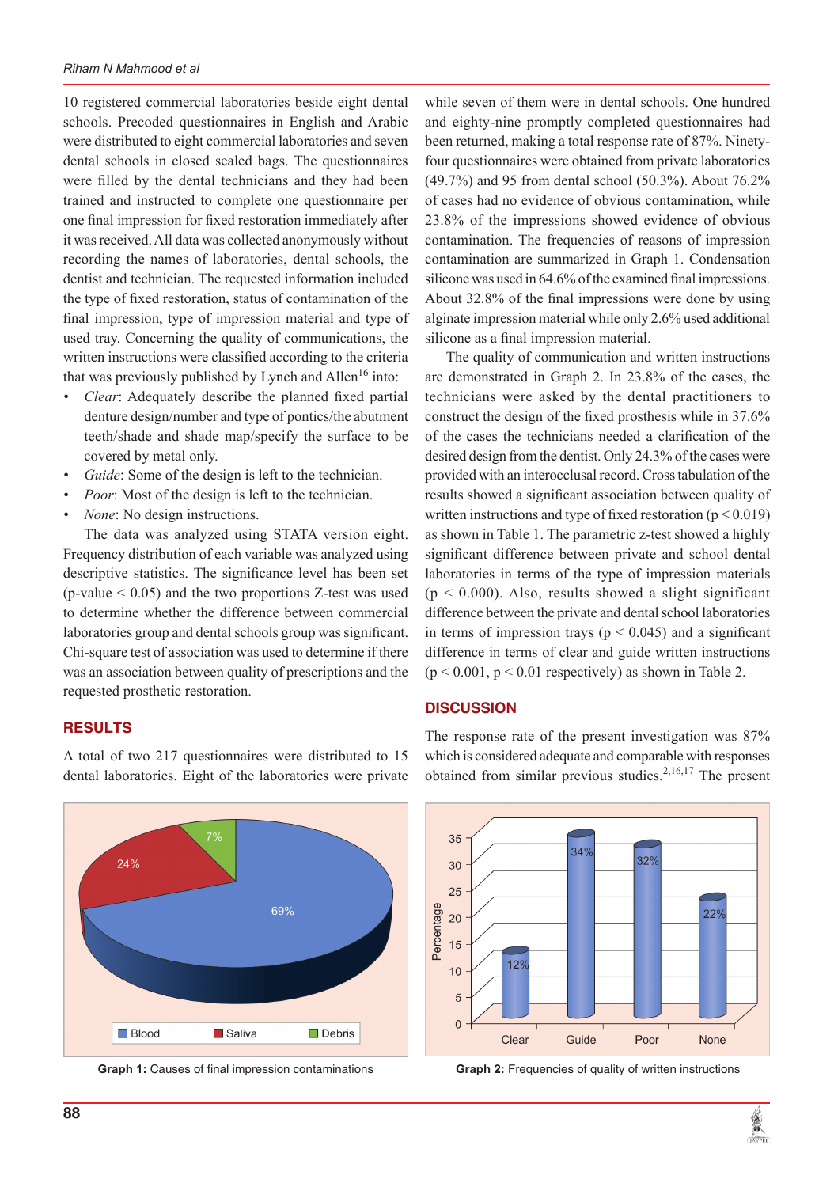10 registered commercial laboratories beside eight dental schools. Precoded questionnaires in English and Arabic were distributed to eight commercial laboratories and seven dental schools in closed sealed bags. The questionnaires were filled by the dental technicians and they had been trained and instructed to complete one questionnaire per one final impression for fixed restoration immediately after it was received. All data was collected anonymously without recording the names of laboratories, dental schools, the dentist and technician. The requested information included the type of fixed restoration, status of contamination of the final impression, type of impression material and type of used tray. Concerning the quality of communications, the written instructions were classified according to the criteria that was previously published by Lynch and Allen[16] into:

- *Clear*: Adequately describe the planned fixed partial denture design/number and type of pontics/the abutment teeth/shade and shade map/specify the surface to be covered by metal only.
- *Guide*: Some of the design is left to the technician.
- *Poor*: Most of the design is left to the technician.
- *None*: No design instructions.

The data was analyzed using STATA version eight. Frequency distribution of each variable was analyzed using descriptive statistics. The significance level has been set (p-value < 0.05) and the two proportions Z-test was used to determine whether the difference between commercial laboratories group and dental schools group was significant. Chi-square test of association was used to determine if there was an association between quality of prescriptions and the requested prosthetic restoration.

## RESULTS

A total of two 217 questionnaires were distributed to 15 dental laboratories. Eight of the laboratories were private while seven of them were in dental schools. One hundred and eighty-nine promptly completed questionnaires had been returned, making a total response rate of 87%. Ninety-four questionnaires were obtained from private laboratories (49.7%) and 95 from dental school (50.3%). About 76.2% of cases had no evidence of obvious contamination, while 23.8% of the impressions showed evidence of obvious contamination. The frequencies of reasons of impression contamination are summarized in Graph 1. Condensation silicone was used in 64.6% of the examined final impressions. About 32.8% of the final impressions were done by using alginate impression material while only 2.6% used additional silicone as a final impression material.

The quality of communication and written instructions are demonstrated in Graph 2. In 23.8% of the cases, the technicians were asked by the dental practitioners to construct the design of the fixed prosthesis while in 37.6% of the cases the technicians needed a clarification of the desired design from the dentist. Only 24.3% of the cases were provided with an interocclusal record. Cross tabulation of the results showed a significant association between quality of written instructions and type of fixed restoration ($p < 0.019$) as shown in Table 1. The parametric z-test showed a highly significant difference between private and school dental laboratories in terms of the type of impression materials ($p < 0.000$). Also, results showed a slight significant difference between the private and dental school laboratories in terms of impression trays ($p < 0.045$) and a significant difference in terms of clear and guide written instructions ($p < 0.001$, $p < 0.01$ respectively) as shown in Table 2.

## DISCUSSION

The response rate of the present investigation was 87% which is considered adequate and comparable with responses obtained from similar previous studies.[2,16,17] The present

**Graph 1:** Causes of final impression contaminations

**Graph 2:** Frequencies of quality of written instructions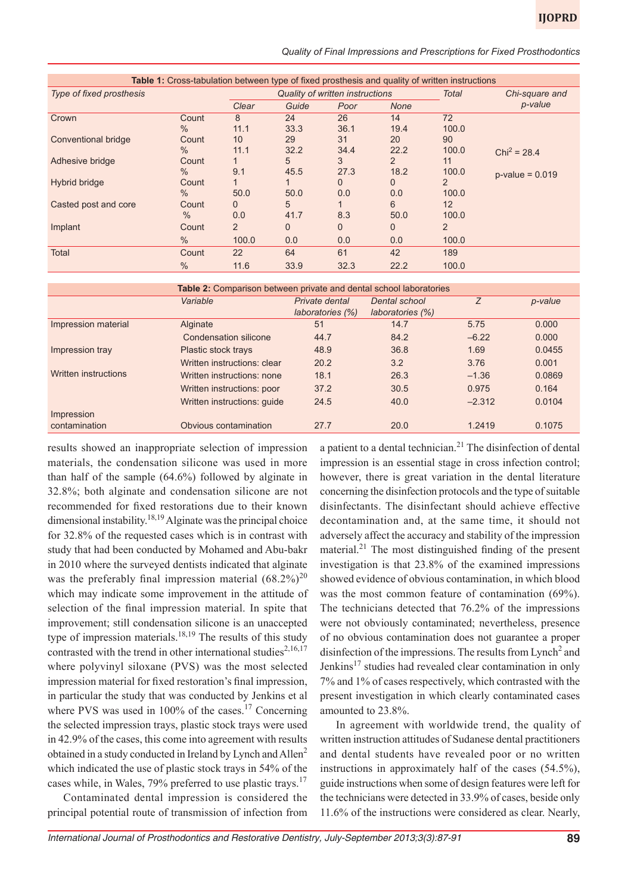**Table 1:** Cross-tabulation between type of fixed prosthesis and quality of written instructions

| Type of fixed prosthesis | | Quality of written instructions | | | | Total | Chi-square and p-value |
|---|---|---|---|---|---|---|---|
| | | Clear | Guide | Poor | None | | |
| Crown | Count | 8 | 24 | 26 | 14 | 72 | |
| | % | 11.1 | 33.3 | 36.1 | 19.4 | 100.0 | |
| Conventional bridge | Count | 10 | 29 | 31 | 20 | 90 | |
| | % | 11.1 | 32.2 | 34.4 | 22.2 | 100.0 | $Chi^2$ = 28.4 |
| Adhesive bridge | Count | 1 | 5 | 3 | 2 | 11 | |
| | % | 9.1 | 45.5 | 27.3 | 18.2 | 100.0 | p-value = 0.019 |
| Hybrid bridge | Count | 1 | 1 | 0 | 0 | 2 | |
| | % | 50.0 | 50.0 | 0.0 | 0.0 | 100.0 | |
| Casted post and core | Count | 0 | 5 | 1 | 6 | 12 | |
| | % | 0.0 | 41.7 | 8.3 | 50.0 | 100.0 | |
| Implant | Count | 2 | 0 | 0 | 0 | 2 | |
| | % | 100.0 | 0.0 | 0.0 | 0.0 | 100.0 | |
| Total | Count | 22 | 64 | 61 | 42 | 189 | |
| | % | 11.6 | 33.9 | 32.3 | 22.2 | 100.0 | |

**Table 2:** Comparison between private and dental school laboratories

| | Variable | Private dental laboratories (%) | Dental school laboratories (%) | Z | p-value |
|---|---|---|---|---|---|
| Impression material | Alginate | 51 | 14.7 | 5.75 | 0.000 |
| | Condensation silicone | 44.7 | 84.2 | –6.22 | 0.000 |
| Impression tray | Plastic stock trays | 48.9 | 36.8 | 1.69 | 0.0455 |
| | Written instructions: clear | 20.2 | 3.2 | 3.76 | 0.001 |
| Written instructions | Written instructions: none | 18.1 | 26.3 | –1.36 | 0.0869 |
| | Written instructions: poor | 37.2 | 30.5 | 0.975 | 0.164 |
| | Written instructions: guide | 24.5 | 40.0 | –2.312 | 0.0104 |
| Impression contamination | Obvious contamination | 27.7 | 20.0 | 1.2419 | 0.1075 |

results showed an inappropriate selection of impression materials, the condensation silicone was used in more than half of the sample (64.6%) followed by alginate in 32.8%; both alginate and condensation silicone are not recommended for fixed restorations due to their known dimensional instability.[18,19] Alginate was the principal choice for 32.8% of the requested cases which is in contrast with study that had been conducted by Mohamed and Abu-bakr in 2010 where the surveyed dentists indicated that alginate was the preferably final impression material (68.2%)[20] which may indicate some improvement in the attitude of selection of the final impression material. In spite that improvement; still condensation silicone is an unaccepted type of impression materials.[18,19] The results of this study contrasted with the trend in other international studies[2,16,17] where polyvinyl siloxane (PVS) was the most selected impression material for fixed restoration's final impression, in particular the study that was conducted by Jenkins et al where PVS was used in 100% of the cases.[17] Concerning the selected impression trays, plastic stock trays were used in 42.9% of the cases, this come into agreement with results obtained in a study conducted in Ireland by Lynch and Allen[2] which indicated the use of plastic stock trays in 54% of the cases while, in Wales, 79% preferred to use plastic trays.[17]

Contaminated dental impression is considered the principal potential route of transmission of infection from a patient to a dental technician.[21] The disinfection of dental impression is an essential stage in cross infection control; however, there is great variation in the dental literature concerning the disinfection protocols and the type of suitable disinfectants. The disinfectant should achieve effective decontamination and, at the same time, it should not adversely affect the accuracy and stability of the impression material.[21] The most distinguished finding of the present investigation is that 23.8% of the examined impressions showed evidence of obvious contamination, in which blood was the most common feature of contamination (69%). The technicians detected that 76.2% of the impressions were not obviously contaminated; nevertheless, presence of no obvious contamination does not guarantee a proper disinfection of the impressions. The results from Lynch[2] and Jenkins[17] studies had revealed clear contamination in only 7% and 1% of cases respectively, which contrasted with the present investigation in which clearly contaminated cases amounted to 23.8%.

In agreement with worldwide trend, the quality of written instruction attitudes of Sudanese dental practitioners and dental students have revealed poor or no written instructions in approximately half of the cases (54.5%), guide instructions when some of design features were left for the technicians were detected in 33.9% of cases, beside only 11.6% of the instructions were considered as clear. Nearly,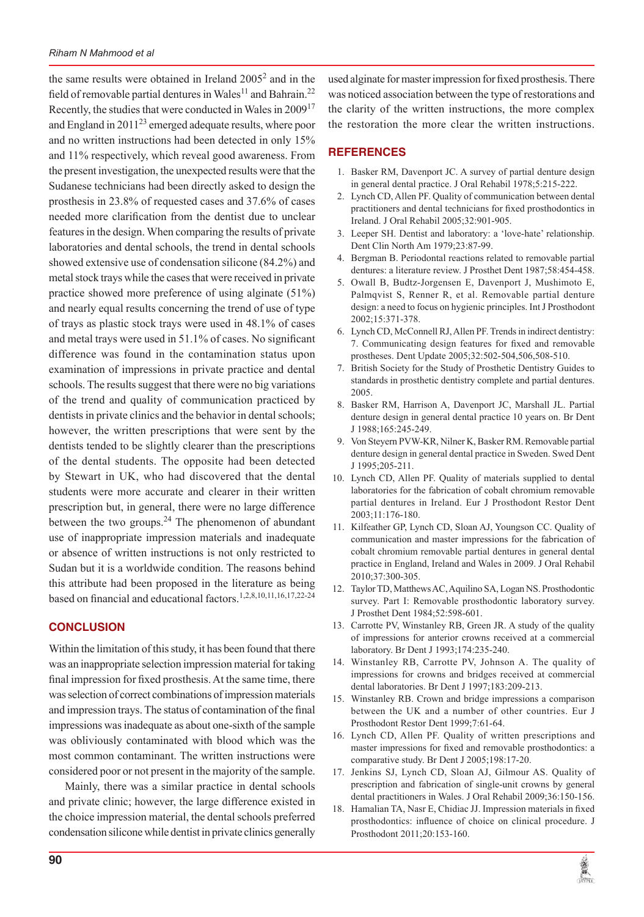the same results were obtained in Ireland 2005[2] and in the field of removable partial dentures in Wales[11] and Bahrain.[22] Recently, the studies that were conducted in Wales in 2009[17] and England in 2011[23] emerged adequate results, where poor and no written instructions had been detected in only 15% and 11% respectively, which reveal good awareness. From the present investigation, the unexpected results were that the Sudanese technicians had been directly asked to design the prosthesis in 23.8% of requested cases and 37.6% of cases needed more clarification from the dentist due to unclear features in the design. When comparing the results of private laboratories and dental schools, the trend in dental schools showed extensive use of condensation silicone (84.2%) and metal stock trays while the cases that were received in private practice showed more preference of using alginate (51%) and nearly equal results concerning the trend of use of type of trays as plastic stock trays were used in 48.1% of cases and metal trays were used in 51.1% of cases. No significant difference was found in the contamination status upon examination of impressions in private practice and dental schools. The results suggest that there were no big variations of the trend and quality of communication practiced by dentists in private clinics and the behavior in dental schools; however, the written prescriptions that were sent by the dentists tended to be slightly clearer than the prescriptions of the dental students. The opposite had been detected by Stewart in UK, who had discovered that the dental students were more accurate and clearer in their written prescription but, in general, there were no large difference between the two groups.[24] The phenomenon of abundant use of inappropriate impression materials and inadequate or absence of written instructions is not only restricted to Sudan but it is a worldwide condition. The reasons behind this attribute had been proposed in the literature as being based on financial and educational factors.[1,2,8,10,11,16,17,22-24]

## CONCLUSION

Within the limitation of this study, it has been found that there was an inappropriate selection impression material for taking final impression for fixed prosthesis. At the same time, there was selection of correct combinations of impression materials and impression trays. The status of contamination of the final impressions was inadequate as about one-sixth of the sample was obliviously contaminated with blood which was the most common contaminant. The written instructions were considered poor or not present in the majority of the sample.

Mainly, there was a similar practice in dental schools and private clinic; however, the large difference existed in the choice impression material, the dental schools preferred condensation silicone while dentist in private clinics generally used alginate for master impression for fixed prosthesis. There was noticed association between the type of restorations and the clarity of the written instructions, the more complex the restoration the more clear the written instructions.

## REFERENCES

1. Basker RM, Davenport JC. A survey of partial denture design in general dental practice. J Oral Rehabil 1978;5:215-222.
2. Lynch CD, Allen PF. Quality of communication between dental practitioners and dental technicians for fixed prosthodontics in Ireland. J Oral Rehabil 2005;32:901-905.
3. Leeper SH. Dentist and laboratory: a 'love-hate' relationship. Dent Clin North Am 1979;23:87-99.
4. Bergman B. Periodontal reactions related to removable partial dentures: a literature review. J Prosthet Dent 1987;58:454-458.
5. Owall B, Budtz-Jorgensen E, Davenport J, Mushimoto E, Palmqvist S, Renner R, et al. Removable partial denture design: a need to focus on hygienic principles. Int J Prosthodont 2002;15:371-378.
6. Lynch CD, McConnell RJ, Allen PF. Trends in indirect dentistry: 7. Communicating design features for fixed and removable prostheses. Dent Update 2005;32:502-504,506,508-510.
7. British Society for the Study of Prosthetic Dentistry Guides to standards in prosthetic dentistry complete and partial dentures. 2005.
8. Basker RM, Harrison A, Davenport JC, Marshall JL. Partial denture design in general dental practice 10 years on. Br Dent J 1988;165:245-249.
9. Von Steyern PVW-KR, Nilner K, Basker RM. Removable partial denture design in general dental practice in Sweden. Swed Dent J 1995;205-211.
10. Lynch CD, Allen PF. Quality of materials supplied to dental laboratories for the fabrication of cobalt chromium removable partial dentures in Ireland. Eur J Prosthodont Restor Dent 2003;11:176-180.
11. Kilfeather GP, Lynch CD, Sloan AJ, Youngson CC. Quality of communication and master impressions for the fabrication of cobalt chromium removable partial dentures in general dental practice in England, Ireland and Wales in 2009. J Oral Rehabil 2010;37:300-305.
12. Taylor TD, Matthews AC, Aquilino SA, Logan NS. Prosthodontic survey. Part I: Removable prosthodontic laboratory survey. J Prosthet Dent 1984;52:598-601.
13. Carrotte PV, Winstanley RB, Green JR. A study of the quality of impressions for anterior crowns received at a commercial laboratory. Br Dent J 1993;174:235-240.
14. Winstanley RB, Carrotte PV, Johnson A. The quality of impressions for crowns and bridges received at commercial dental laboratories. Br Dent J 1997;183:209-213.
15. Winstanley RB. Crown and bridge impressions a comparison between the UK and a number of other countries. Eur J Prosthodont Restor Dent 1999;7:61-64.
16. Lynch CD, Allen PF. Quality of written prescriptions and master impressions for fixed and removable prosthodontics: a comparative study. Br Dent J 2005;198:17-20.
17. Jenkins SJ, Lynch CD, Sloan AJ, Gilmour AS. Quality of prescription and fabrication of single-unit crowns by general dental practitioners in Wales. J Oral Rehabil 2009;36:150-156.
18. Hamalian TA, Nasr E, Chidiac JJ. Impression materials in fixed prosthodontics: influence of choice on clinical procedure. J Prosthodont 2011;20:153-160.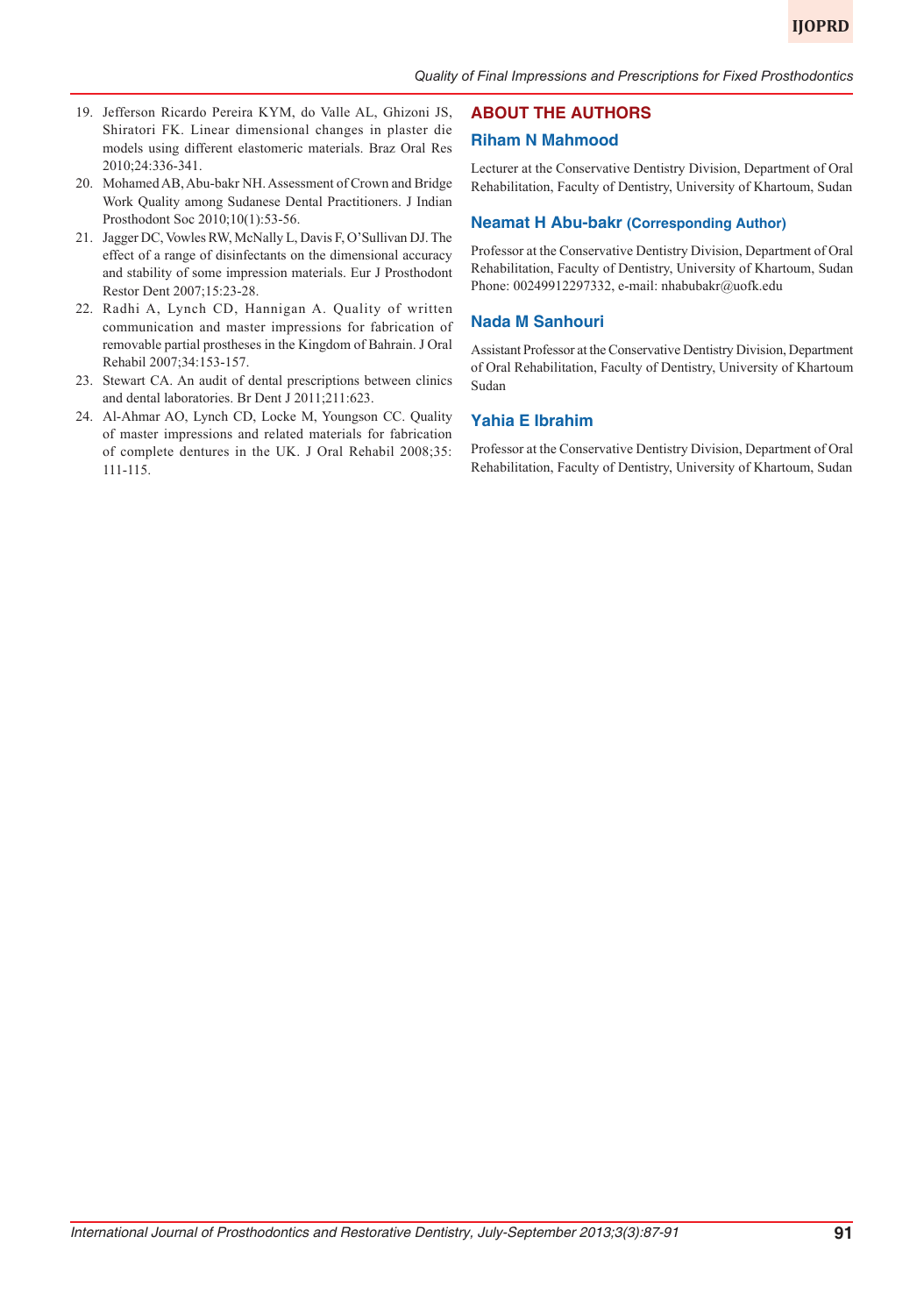19. Jefferson Ricardo Pereira KYM, do Valle AL, Ghizoni JS, Shiratori FK. Linear dimensional changes in plaster die models using different elastomeric materials. Braz Oral Res 2010;24:336-341.
20. Mohamed AB, Abu-bakr NH. Assessment of Crown and Bridge Work Quality among Sudanese Dental Practitioners. J Indian Prosthodont Soc 2010;10(1):53-56.
21. Jagger DC, Vowles RW, McNally L, Davis F, O'Sullivan DJ. The effect of a range of disinfectants on the dimensional accuracy and stability of some impression materials. Eur J Prosthodont Restor Dent 2007;15:23-28.
22. Radhi A, Lynch CD, Hannigan A. Quality of written communication and master impressions for fabrication of removable partial prostheses in the Kingdom of Bahrain. J Oral Rehabil 2007;34:153-157.
23. Stewart CA. An audit of dental prescriptions between clinics and dental laboratories. Br Dent J 2011;211:623.
24. Al-Ahmar AO, Lynch CD, Locke M, Youngson CC. Quality of master impressions and related materials for fabrication of complete dentures in the UK. J Oral Rehabil 2008;35:111-115.

## ABOUT THE AUTHORS

### Riham N Mahmood

Lecturer at the Conservative Dentistry Division, Department of Oral Rehabilitation, Faculty of Dentistry, University of Khartoum, Sudan

### Neamat H Abu-bakr (Corresponding Author)

Professor at the Conservative Dentistry Division, Department of Oral Rehabilitation, Faculty of Dentistry, University of Khartoum, Sudan
Phone: 00249912297332, e-mail: nhabubakr@uofk.edu

### Nada M Sanhouri

Assistant Professor at the Conservative Dentistry Division, Department of Oral Rehabilitation, Faculty of Dentistry, University of Khartoum Sudan

### Yahia E Ibrahim

Professor at the Conservative Dentistry Division, Department of Oral Rehabilitation, Faculty of Dentistry, University of Khartoum, Sudan